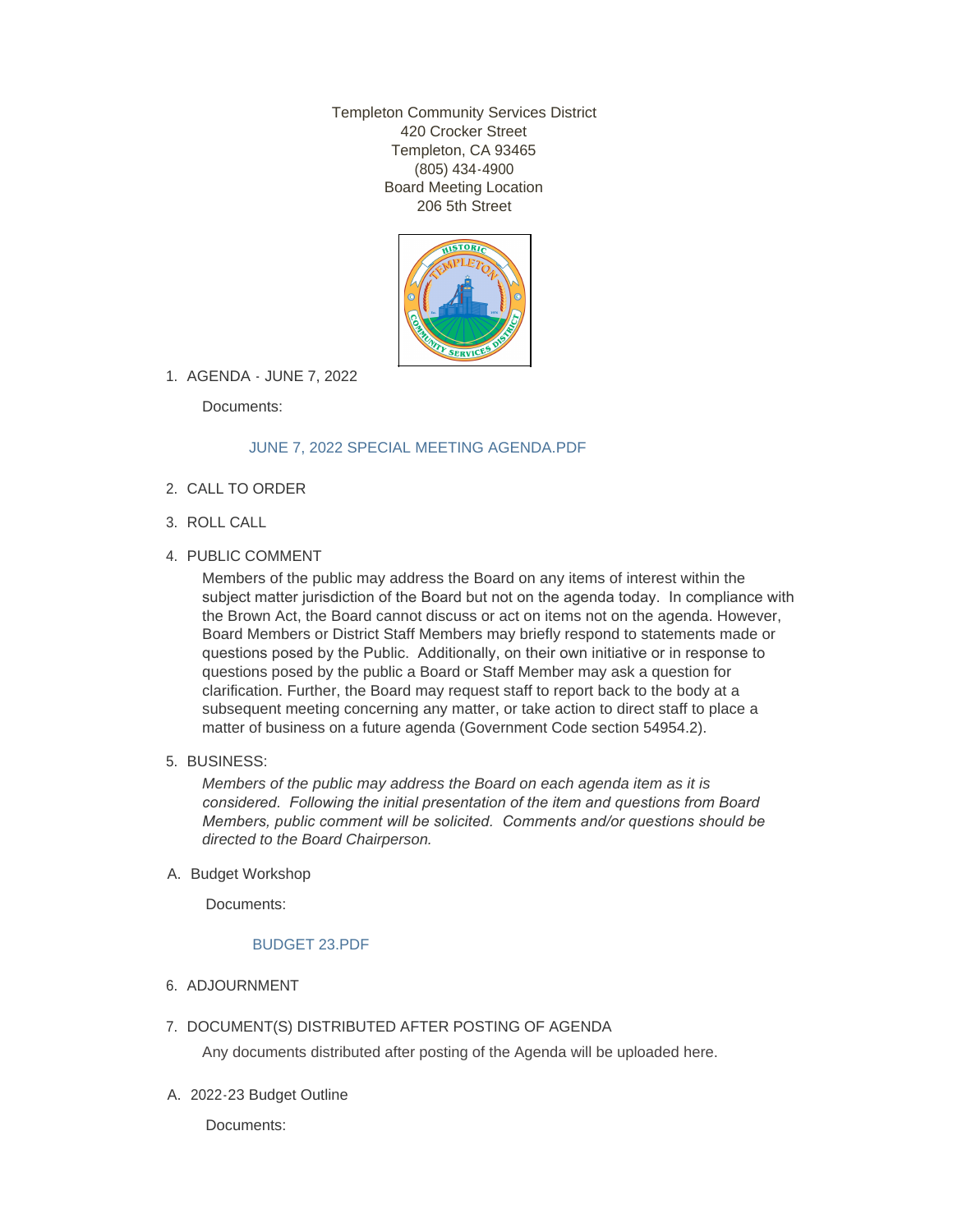Templeton Community Services District
420 Crocker Street
Templeton, CA 93465
(805) 434-4900
Board Meeting Location
206 5th Street

1. AGENDA - JUNE 7, 2022

   Documents:

   JUNE 7, 2022 SPECIAL MEETING AGENDA.PDF

2. CALL TO ORDER

3. ROLL CALL

4. PUBLIC COMMENT

   Members of the public may address the Board on any items of interest within the subject matter jurisdiction of the Board but not on the agenda today. In compliance with the Brown Act, the Board cannot discuss or act on items not on the agenda. However, Board Members or District Staff Members may briefly respond to statements made or questions posed by the Public. Additionally, on their own initiative or in response to questions posed by the public a Board or Staff Member may ask a question for clarification. Further, the Board may request staff to report back to the body at a subsequent meeting concerning any matter, or take action to direct staff to place a matter of business on a future agenda (Government Code section 54954.2).

5. BUSINESS:

   *Members of the public may address the Board on each agenda item as it is considered. Following the initial presentation of the item and questions from Board Members, public comment will be solicited. Comments and/or questions should be directed to the Board Chairperson.*

A. Budget Workshop

   Documents:

   BUDGET 23.PDF

6. ADJOURNMENT

7. DOCUMENT(S) DISTRIBUTED AFTER POSTING OF AGENDA

   Any documents distributed after posting of the Agenda will be uploaded here.

A. 2022-23 Budget Outline

   Documents: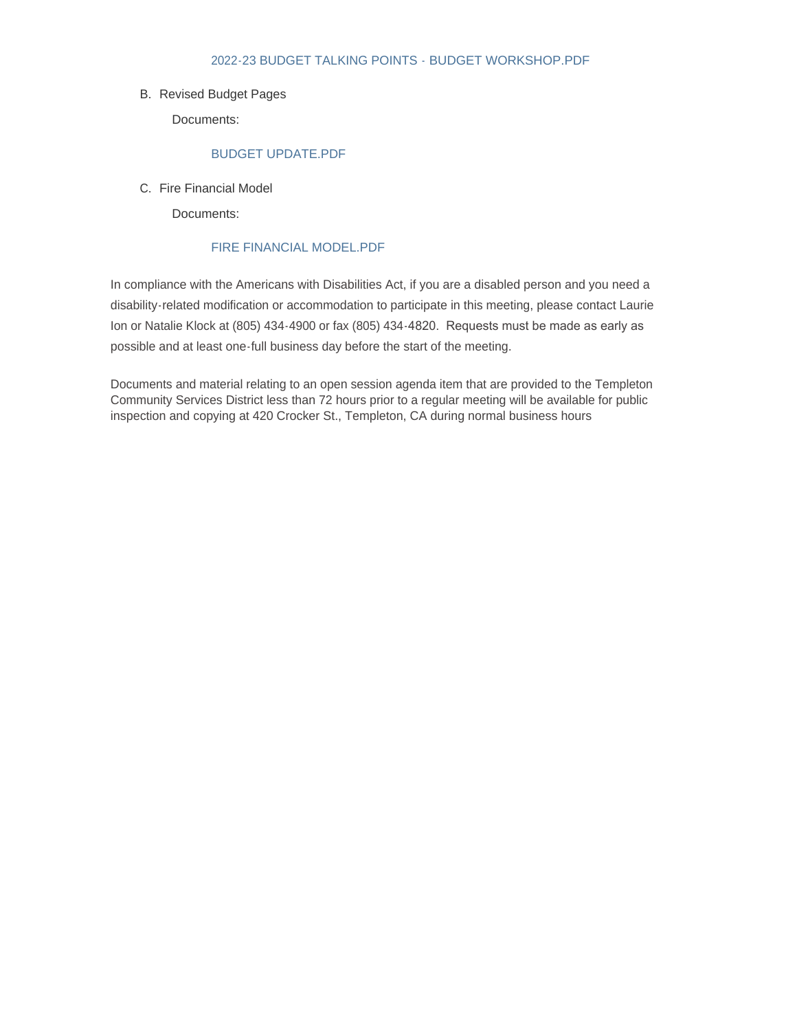2022-23 BUDGET TALKING POINTS - BUDGET WORKSHOP.PDF

B. Revised Budget Pages

Documents:

BUDGET UPDATE.PDF

C. Fire Financial Model

Documents:

FIRE FINANCIAL MODEL.PDF

In compliance with the Americans with Disabilities Act, if you are a disabled person and you need a disability-related modification or accommodation to participate in this meeting, please contact Laurie Ion or Natalie Klock at (805) 434-4900 or fax (805) 434-4820. Requests must be made as early as possible and at least one-full business day before the start of the meeting.

Documents and material relating to an open session agenda item that are provided to the Templeton Community Services District less than 72 hours prior to a regular meeting will be available for public inspection and copying at 420 Crocker St., Templeton, CA during normal business hours